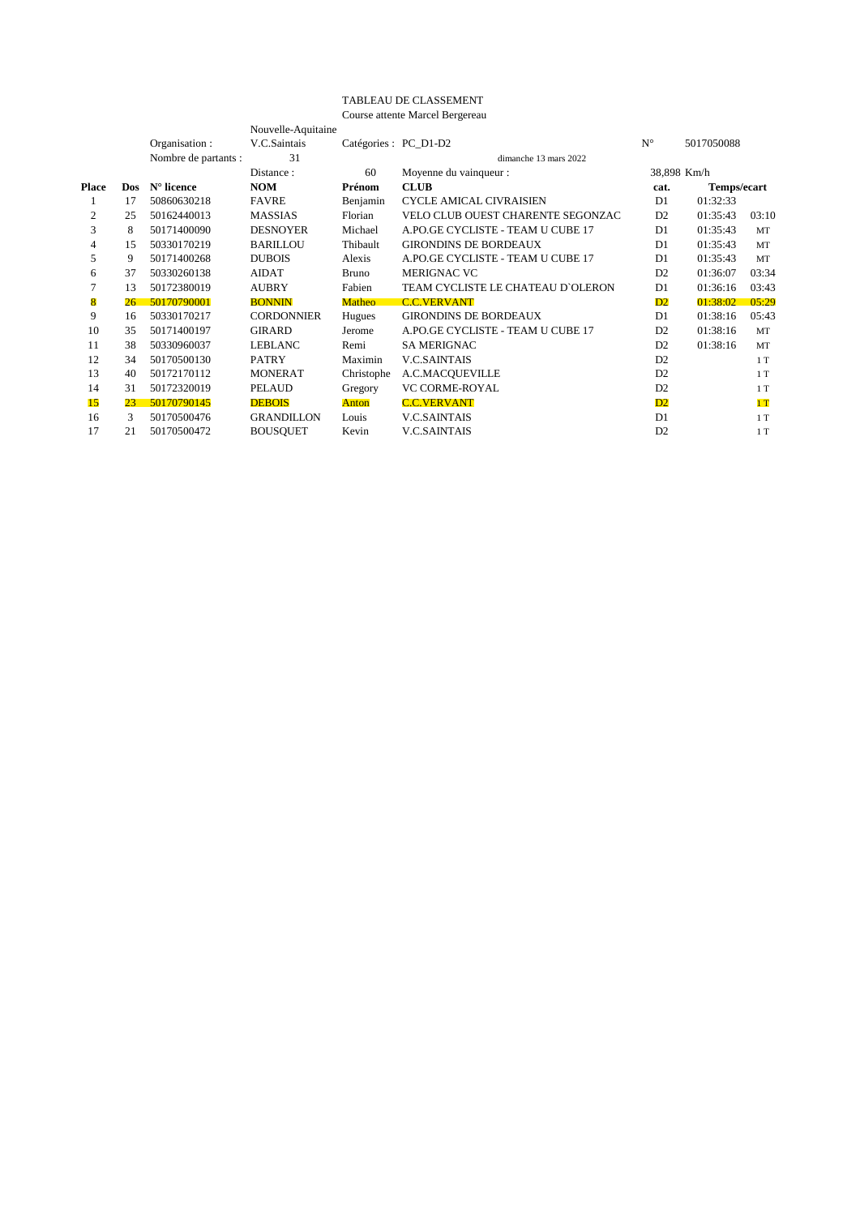TABLEAU DE CLASSEMENT

Course attente Marcel Bergereau

| | | | Nouvelle-Aquitaine | | | | | |
|---|---|---|---|---|---|---|---|---|
| | | Organisation : | V.C.Saintais | Catégories : | PC_D1-D2 | N° | 5017050088 | |
| | | Nombre de partants : | 31 | | dimanche 13 mars 2022 | | | |
| | | | Distance : | 60 | Moyenne du vainqueur : | 38,898 Km/h | | |
| **Place** | **Dos** | **N° licence** | **NOM** | **Prénom** | **CLUB** | **cat.** | **Temps/ecart** | |
| 1 | 17 | 50860630218 | FAVRE | Benjamin | CYCLE AMICAL CIVRAISIEN | D1 | 01:32:33 | |
| 2 | 25 | 50162440013 | MASSIAS | Florian | VELO CLUB OUEST CHARENTE SEGONZAC | D2 | 01:35:43 | 03:10 |
| 3 | 8 | 50171400090 | DESNOYER | Michael | A.PO.GE CYCLISTE - TEAM U CUBE 17 | D1 | 01:35:43 | MT |
| 4 | 15 | 50330170219 | BARILLOU | Thibault | GIRONDINS DE BORDEAUX | D1 | 01:35:43 | MT |
| 5 | 9 | 50171400268 | DUBOIS | Alexis | A.PO.GE CYCLISTE - TEAM U CUBE 17 | D1 | 01:35:43 | MT |
| 6 | 37 | 50330260138 | AIDAT | Bruno | MERIGNAC VC | D2 | 01:36:07 | 03:34 |
| 7 | 13 | 50172380019 | AUBRY | Fabien | TEAM CYCLISTE LE CHATEAU D`OLERON | D1 | 01:36:16 | 03:43 |
| 8 | 26 | 50170790001 | BONNIN | Matheo | C.C.VERVANT | D2 | 01:38:02 | 05:29 |
| 9 | 16 | 50330170217 | CORDONNIER | Hugues | GIRONDINS DE BORDEAUX | D1 | 01:38:16 | 05:43 |
| 10 | 35 | 50171400197 | GIRARD | Jerome | A.PO.GE CYCLISTE - TEAM U CUBE 17 | D2 | 01:38:16 | MT |
| 11 | 38 | 50330960037 | LEBLANC | Remi | SA MERIGNAC | D2 | 01:38:16 | MT |
| 12 | 34 | 50170500130 | PATRY | Maximin | V.C.SAINTAIS | D2 | | 1 T |
| 13 | 40 | 50172170112 | MONERAT | Christophe | A.C.MACQUEVILLE | D2 | | 1 T |
| 14 | 31 | 50172320019 | PELAUD | Gregory | VC CORME-ROYAL | D2 | | 1 T |
| 15 | 23 | 50170790145 | DEBOIS | Anton | C.C.VERVANT | D2 | | 1 T |
| 16 | 3 | 50170500476 | GRANDILLON | Louis | V.C.SAINTAIS | D1 | | 1 T |
| 17 | 21 | 50170500472 | BOUSQUET | Kevin | V.C.SAINTAIS | D2 | | 1 T |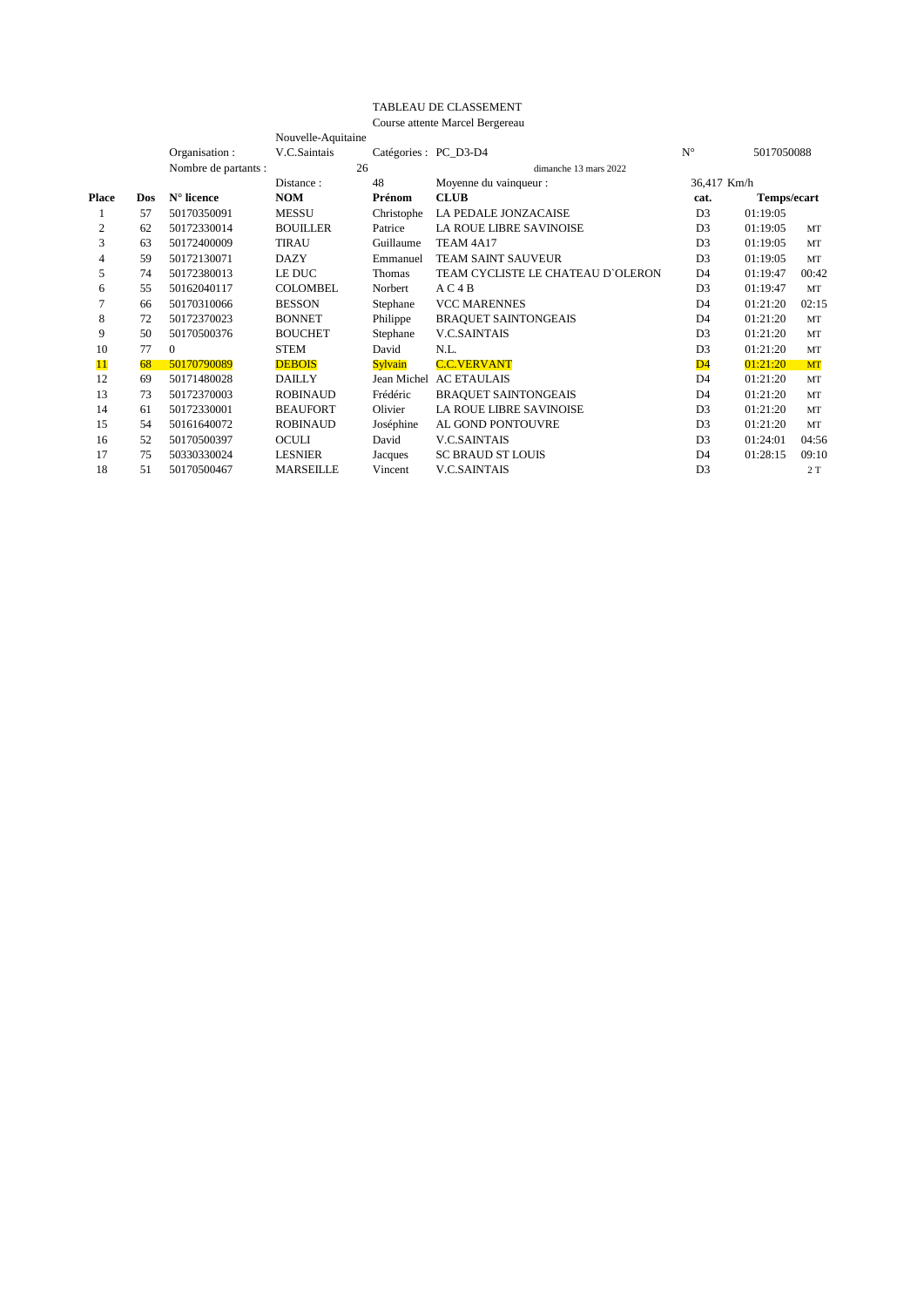TABLEAU DE CLASSEMENT

Course attente Marcel Bergereau

| | | | | | | | | |
|---|---|---|---|---|---|---|---|---|
| | | | Nouvelle-Aquitaine | | | | | |
| | | Organisation : | V.C.Saintais | Catégories : | PC_D3-D4 | N° | 5017050088 | |
| | | Nombre de partants : | 26 | | dimanche 13 mars 2022 | | | |
| | | | Distance : | 48 | Moyenne du vainqueur : | 36,417 Km/h | | |
| **Place** | **Dos** | **N° licence** | **NOM** | **Prénom** | **CLUB** | **cat.** | **Temps/ecart** | |
| 1 | 57 | 50170350091 | MESSU | Christophe | LA PEDALE JONZACAISE | D3 | 01:19:05 | |
| 2 | 62 | 50172330014 | BOUILLER | Patrice | LA ROUE LIBRE SAVINOISE | D3 | 01:19:05 | MT |
| 3 | 63 | 50172400009 | TIRAU | Guillaume | TEAM 4A17 | D3 | 01:19:05 | MT |
| 4 | 59 | 50172130071 | DAZY | Emmanuel | TEAM SAINT SAUVEUR | D3 | 01:19:05 | MT |
| 5 | 74 | 50172380013 | LE DUC | Thomas | TEAM CYCLISTE LE CHATEAU D`OLERON | D4 | 01:19:47 | 00:42 |
| 6 | 55 | 50162040117 | COLOMBEL | Norbert | A C 4 B | D3 | 01:19:47 | MT |
| 7 | 66 | 50170310066 | BESSON | Stephane | VCC MARENNES | D4 | 01:21:20 | 02:15 |
| 8 | 72 | 50172370023 | BONNET | Philippe | BRAQUET SAINTONGEAIS | D4 | 01:21:20 | MT |
| 9 | 50 | 50170500376 | BOUCHET | Stephane | V.C.SAINTAIS | D3 | 01:21:20 | MT |
| 10 | 77 | 0 | STEM | David | N.L. | D3 | 01:21:20 | MT |
| 11 | 68 | 50170790089 | DEBOIS | Sylvain | C.C.VERVANT | D4 | 01:21:20 | MT |
| 12 | 69 | 50171480028 | DAILLY | Jean Michel | AC ETAULAIS | D4 | 01:21:20 | MT |
| 13 | 73 | 50172370003 | ROBINAUD | Frédéric | BRAQUET SAINTONGEAIS | D4 | 01:21:20 | MT |
| 14 | 61 | 50172330001 | BEAUFORT | Olivier | LA ROUE LIBRE SAVINOISE | D3 | 01:21:20 | MT |
| 15 | 54 | 50161640072 | ROBINAUD | Joséphine | AL GOND PONTOUVRE | D3 | 01:21:20 | MT |
| 16 | 52 | 50170500397 | OCULI | David | V.C.SAINTAIS | D3 | 01:24:01 | 04:56 |
| 17 | 75 | 50330330024 | LESNIER | Jacques | SC BRAUD ST LOUIS | D4 | 01:28:15 | 09:10 |
| 18 | 51 | 50170500467 | MARSEILLE | Vincent | V.C.SAINTAIS | D3 | | 2 T |